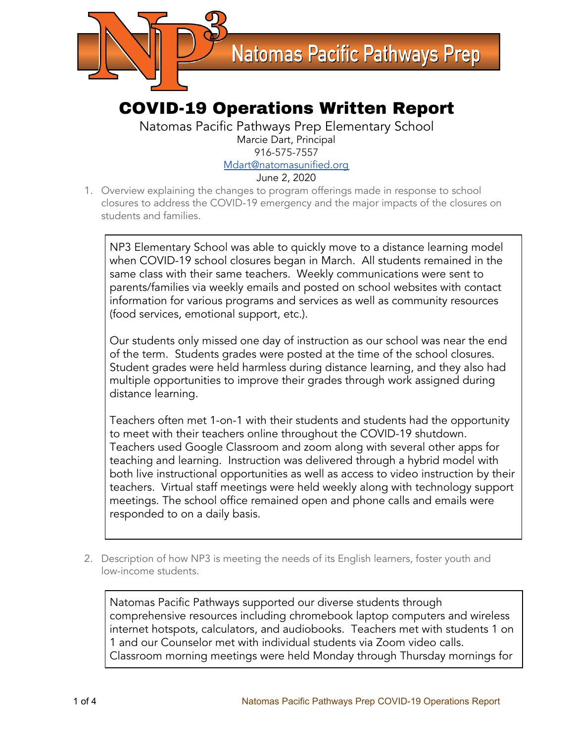# COVID-19 Operations Written Report

Natomas Pacific Pathways Prep Elementary School
Marcie Dart, Principal
916-575-7557
Mdart@natomasunified.org
June 2, 2020

1. Overview explaining the changes to program offerings made in response to school closures to address the COVID-19 emergency and the major impacts of the closures on students and families.

NP3 Elementary School was able to quickly move to a distance learning model when COVID-19 school closures began in March. All students remained in the same class with their same teachers. Weekly communications were sent to parents/families via weekly emails and posted on school websites with contact information for various programs and services as well as community resources (food services, emotional support, etc.).

Our students only missed one day of instruction as our school was near the end of the term. Students grades were posted at the time of the school closures. Student grades were held harmless during distance learning, and they also had multiple opportunities to improve their grades through work assigned during distance learning.

Teachers often met 1-on-1 with their students and students had the opportunity to meet with their teachers online throughout the COVID-19 shutdown. Teachers used Google Classroom and zoom along with several other apps for teaching and learning. Instruction was delivered through a hybrid model with both live instructional opportunities as well as access to video instruction by their teachers. Virtual staff meetings were held weekly along with technology support meetings. The school office remained open and phone calls and emails were responded to on a daily basis.

2. Description of how NP3 is meeting the needs of its English learners, foster youth and low-income students.

Natomas Pacific Pathways supported our diverse students through comprehensive resources including chromebook laptop computers and wireless internet hotspots, calculators, and audiobooks. Teachers met with students 1 on 1 and our Counselor met with individual students via Zoom video calls. Classroom morning meetings were held Monday through Thursday mornings for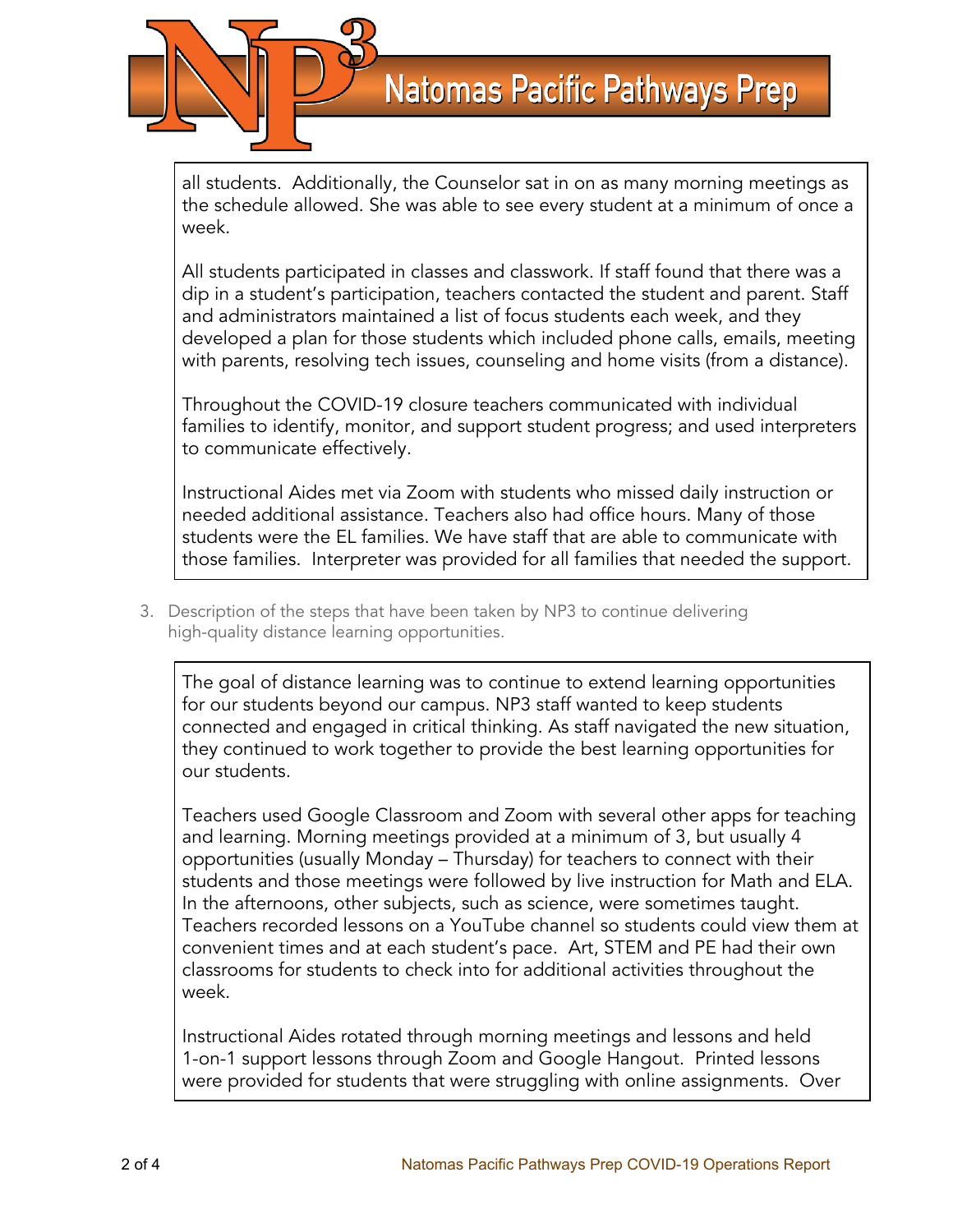all students. Additionally, the Counselor sat in on as many morning meetings as the schedule allowed. She was able to see every student at a minimum of once a week.

All students participated in classes and classwork. If staff found that there was a dip in a student's participation, teachers contacted the student and parent. Staff and administrators maintained a list of focus students each week, and they developed a plan for those students which included phone calls, emails, meeting with parents, resolving tech issues, counseling and home visits (from a distance).

Throughout the COVID-19 closure teachers communicated with individual families to identify, monitor, and support student progress; and used interpreters to communicate effectively.

Instructional Aides met via Zoom with students who missed daily instruction or needed additional assistance. Teachers also had office hours. Many of those students were the EL families. We have staff that are able to communicate with those families. Interpreter was provided for all families that needed the support.

3. Description of the steps that have been taken by NP3 to continue delivering high-quality distance learning opportunities.

The goal of distance learning was to continue to extend learning opportunities for our students beyond our campus. NP3 staff wanted to keep students connected and engaged in critical thinking. As staff navigated the new situation, they continued to work together to provide the best learning opportunities for our students.

Teachers used Google Classroom and Zoom with several other apps for teaching and learning. Morning meetings provided at a minimum of 3, but usually 4 opportunities (usually Monday – Thursday) for teachers to connect with their students and those meetings were followed by live instruction for Math and ELA. In the afternoons, other subjects, such as science, were sometimes taught. Teachers recorded lessons on a YouTube channel so students could view them at convenient times and at each student's pace. Art, STEM and PE had their own classrooms for students to check into for additional activities throughout the week.

Instructional Aides rotated through morning meetings and lessons and held 1-on-1 support lessons through Zoom and Google Hangout. Printed lessons were provided for students that were struggling with online assignments. Over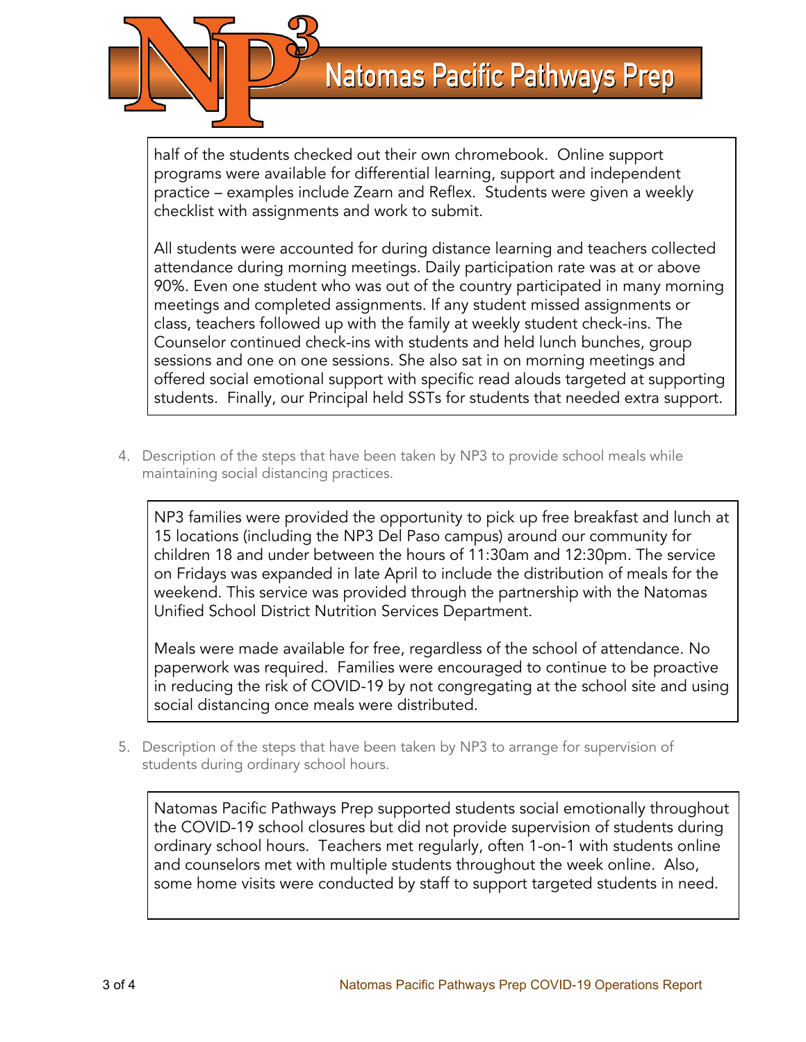half of the students checked out their own chromebook. Online support programs were available for differential learning, support and independent practice – examples include Zearn and Reflex. Students were given a weekly checklist with assignments and work to submit.

All students were accounted for during distance learning and teachers collected attendance during morning meetings. Daily participation rate was at or above 90%. Even one student who was out of the country participated in many morning meetings and completed assignments. If any student missed assignments or class, teachers followed up with the family at weekly student check-ins. The Counselor continued check-ins with students and held lunch bunches, group sessions and one on one sessions. She also sat in on morning meetings and offered social emotional support with specific read alouds targeted at supporting students. Finally, our Principal held SSTs for students that needed extra support.

4. Description of the steps that have been taken by NP3 to provide school meals while maintaining social distancing practices.

NP3 families were provided the opportunity to pick up free breakfast and lunch at 15 locations (including the NP3 Del Paso campus) around our community for children 18 and under between the hours of 11:30am and 12:30pm. The service on Fridays was expanded in late April to include the distribution of meals for the weekend. This service was provided through the partnership with the Natomas Unified School District Nutrition Services Department.

Meals were made available for free, regardless of the school of attendance. No paperwork was required. Families were encouraged to continue to be proactive in reducing the risk of COVID-19 by not congregating at the school site and using social distancing once meals were distributed.

5. Description of the steps that have been taken by NP3 to arrange for supervision of students during ordinary school hours.

Natomas Pacific Pathways Prep supported students social emotionally throughout the COVID-19 school closures but did not provide supervision of students during ordinary school hours. Teachers met regularly, often 1-on-1 with students online and counselors met with multiple students throughout the week online. Also, some home visits were conducted by staff to support targeted students in need.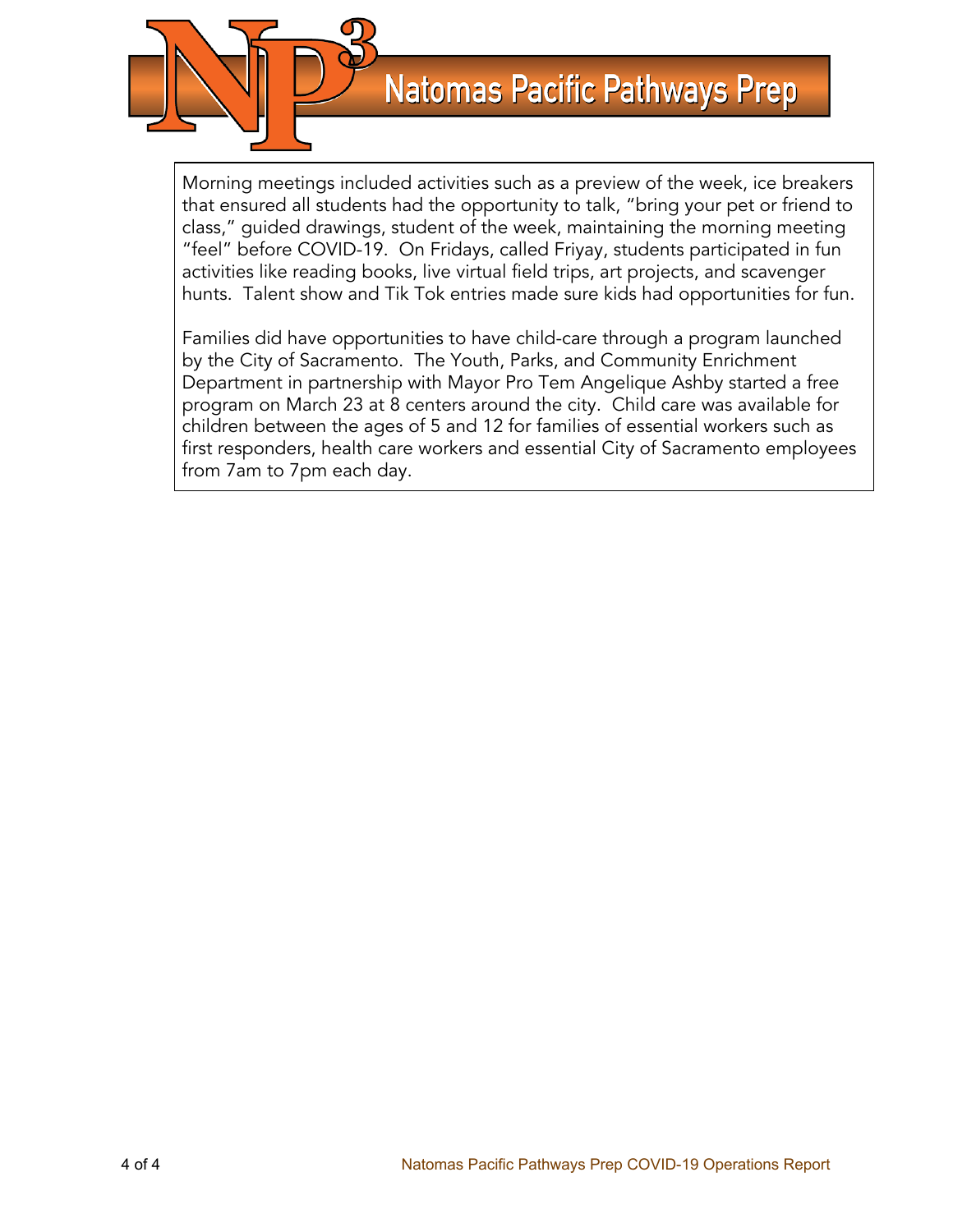Morning meetings included activities such as a preview of the week, ice breakers that ensured all students had the opportunity to talk, "bring your pet or friend to class," guided drawings, student of the week, maintaining the morning meeting "feel" before COVID-19. On Fridays, called Friyay, students participated in fun activities like reading books, live virtual field trips, art projects, and scavenger hunts. Talent show and Tik Tok entries made sure kids had opportunities for fun.

Families did have opportunities to have child-care through a program launched by the City of Sacramento. The Youth, Parks, and Community Enrichment Department in partnership with Mayor Pro Tem Angelique Ashby started a free program on March 23 at 8 centers around the city. Child care was available for children between the ages of 5 and 12 for families of essential workers such as first responders, health care workers and essential City of Sacramento employees from 7am to 7pm each day.